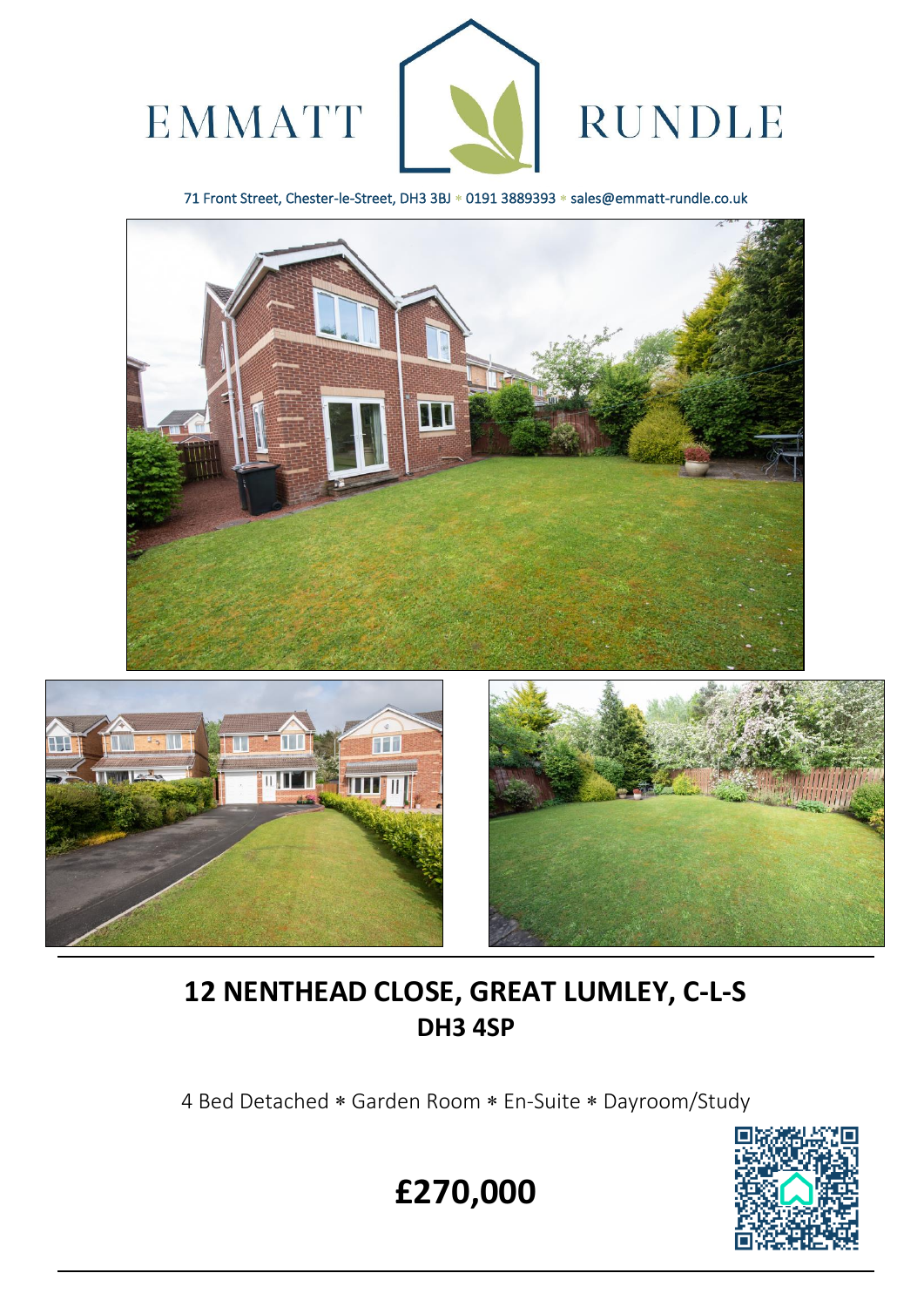EMMATT RUNDLE

71 Front Street, Chester-le-Street, DH3 3BJ * 0191 3889393 * sales@emmatt-rundle.co.uk

# 12 NENTHEAD CLOSE, GREAT LUMLEY, C-L-S
## DH3 4SP

4 Bed Detached * Garden Room * En-Suite * Dayroom/Study

# £270,000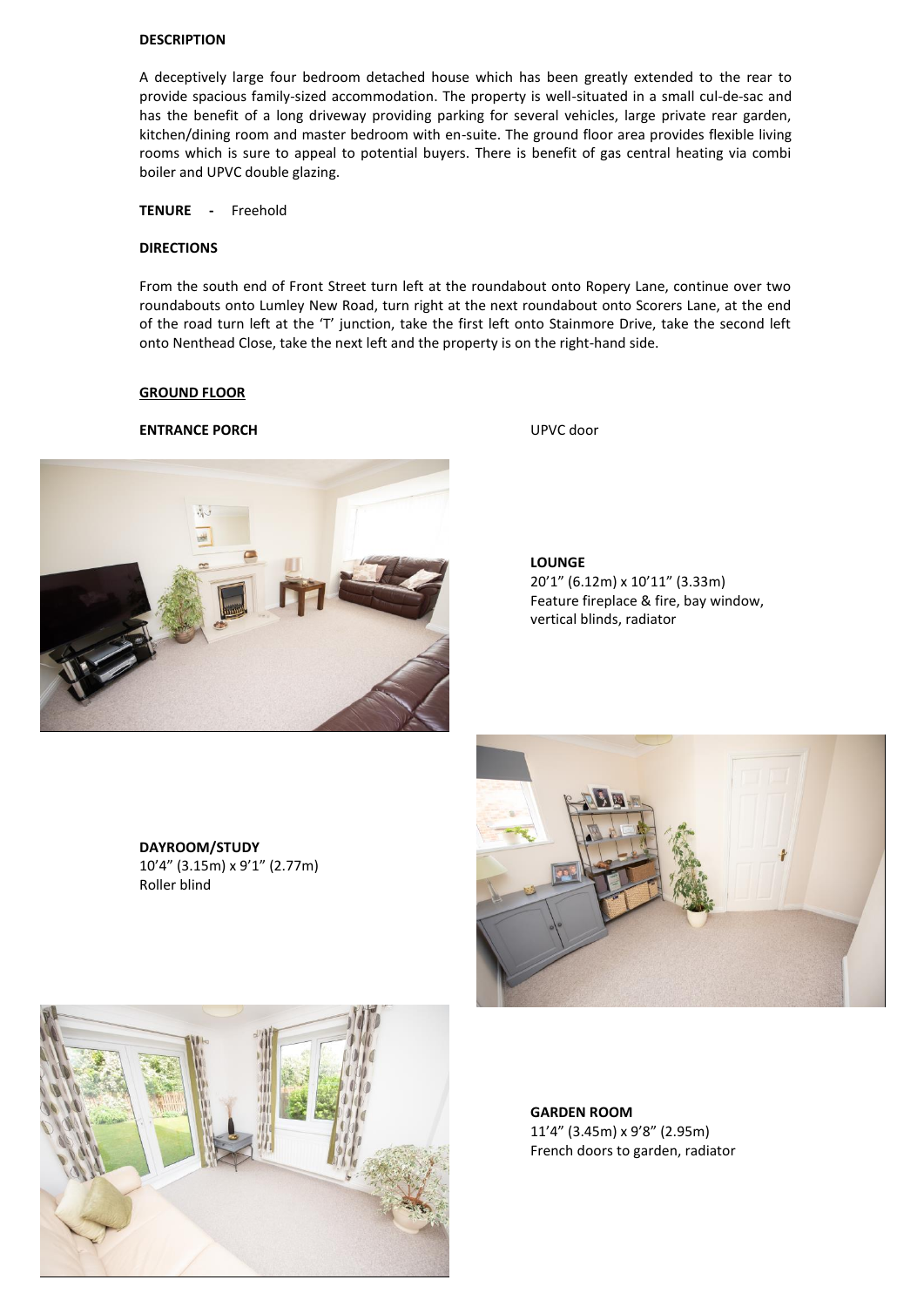**DESCRIPTION**

A deceptively large four bedroom detached house which has been greatly extended to the rear to provide spacious family-sized accommodation. The property is well-situated in a small cul-de-sac and has the benefit of a long driveway providing parking for several vehicles, large private rear garden, kitchen/dining room and master bedroom with en-suite. The ground floor area provides flexible living rooms which is sure to appeal to potential buyers. There is benefit of gas central heating via combi boiler and UPVC double glazing.

**TENURE -** Freehold

**DIRECTIONS**

From the south end of Front Street turn left at the roundabout onto Ropery Lane, continue over two roundabouts onto Lumley New Road, turn right at the next roundabout onto Scorers Lane, at the end of the road turn left at the 'T' junction, take the first left onto Stainmore Drive, take the second left onto Nenthead Close, take the next left and the property is on the right-hand side.

**GROUND FLOOR**

**ENTRANCE PORCH** UPVC door

**LOUNGE**
20'1" (6.12m) x 10'11" (3.33m)
Feature fireplace & fire, bay window, vertical blinds, radiator

**DAYROOM/STUDY**
10'4" (3.15m) x 9'1" (2.77m)
Roller blind

**GARDEN ROOM**
11'4" (3.45m) x 9'8" (2.95m)
French doors to garden, radiator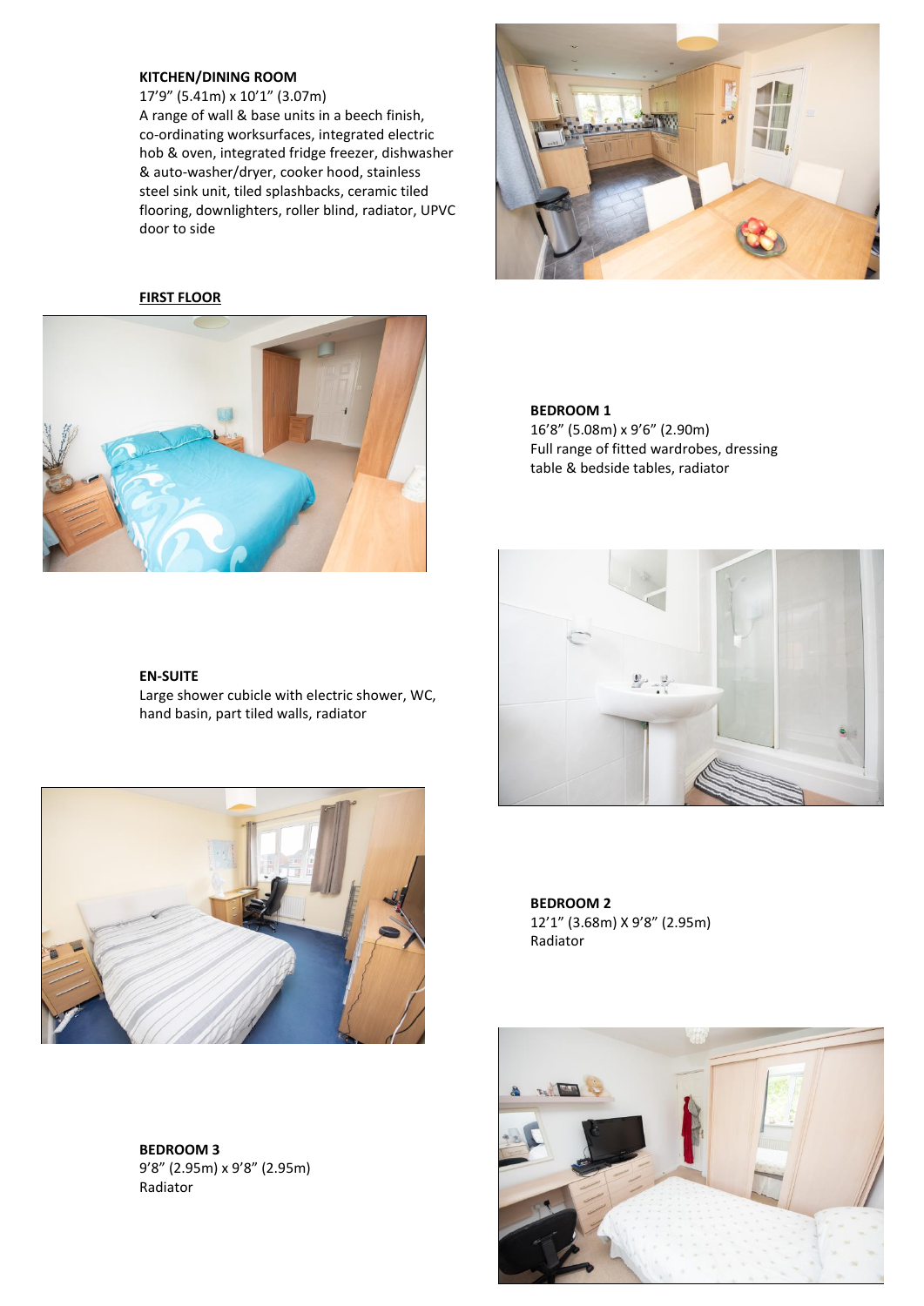**KITCHEN/DINING ROOM**
17’9” (5.41m) x 10’1” (3.07m)
A range of wall & base units in a beech finish, co-ordinating worksurfaces, integrated electric hob & oven, integrated fridge freezer, dishwasher & auto-washer/dryer, cooker hood, stainless steel sink unit, tiled splashbacks, ceramic tiled flooring, downlighters, roller blind, radiator, UPVC door to side

## FIRST FLOOR

**BEDROOM 1**
16’8” (5.08m) x 9’6” (2.90m)
Full range of fitted wardrobes, dressing table & bedside tables, radiator

**EN-SUITE**
Large shower cubicle with electric shower, WC, hand basin, part tiled walls, radiator

**BEDROOM 2**
12’1” (3.68m) X 9’8” (2.95m)
Radiator

**BEDROOM 3**
9’8” (2.95m) x 9’8” (2.95m)
Radiator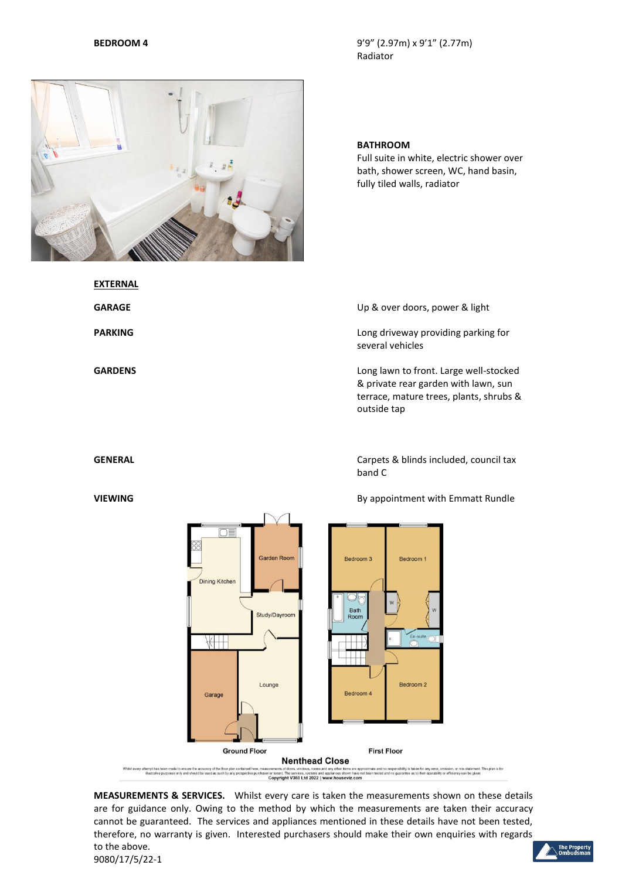**BEDROOM 4**

9'9" (2.97m) x 9'1" (2.77m)
Radiator

**BATHROOM**

Full suite in white, electric shower over bath, shower screen, WC, hand basin, fully tiled walls, radiator

**EXTERNAL**

**GARAGE**

Up & over doors, power & light

**PARKING**

Long driveway providing parking for several vehicles

**GARDENS**

Long lawn to front. Large well-stocked & private rear garden with lawn, sun terrace, mature trees, plants, shrubs & outside tap

**GENERAL**

Carpets & blinds included, council tax band C

**VIEWING**

By appointment with Emmatt Rundle

Garden Room
Dining Kitchen
Study/Dayroom
Lounge
Garage
Ground Floor

Bedroom 3
Bedroom 1
Bath Room
En-suite
Bedroom 4
Bedroom 2
First Floor

Nenthead Close

Whilst every attempt has been made to ensure the accuracy of the floor plan contained here, measurements of doors, windows, rooms and any other items are approximate and no responsibility is taken for any error, omission, or mis-statement. This plan is for illustrative purposes only and should be used as such by any prospective purchaser or tenant. The services, systems and appliances shown have not been tested and no guarantee as to their operability or efficiency can be given.
Copyright V360 Ltd 2022 | www.houseviz.com

**MEASUREMENTS & SERVICES.** Whilst every care is taken the measurements shown on these details are for guidance only. Owing to the method by which the measurements are taken their accuracy cannot be guaranteed. The services and appliances mentioned in these details have not been tested, therefore, no warranty is given. Interested purchasers should make their own enquiries with regards to the above.
9080/17/5/22-1

The Property Ombudsman